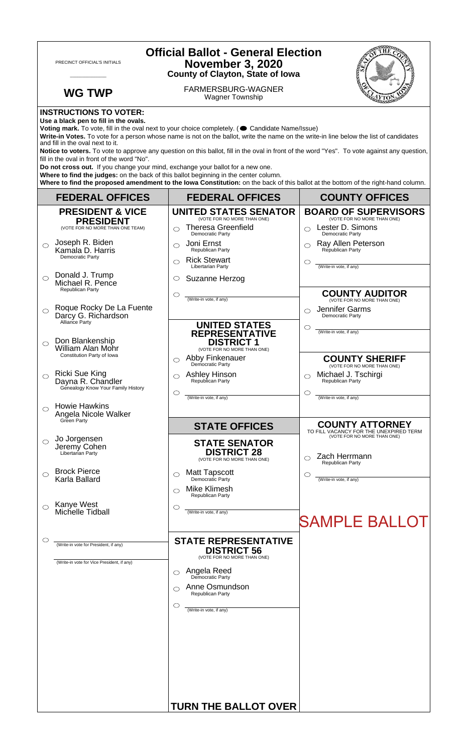PRECINCT OFFICIAL'S INITIALS

\_\_\_\_\_\_\_\_\_\_\_\_

**WG TWP**

# Official Ballot - General Election
## November 3, 2020
### County of Clayton, State of Iowa

FARMERSBURG-WAGNER
Wagner Township

**INSTRUCTIONS TO VOTER:**

**Use a black pen to fill in the ovals.**

**Voting mark.** To vote, fill in the oval next to your choice completely. (● Candidate Name/Issue)

**Write-in Votes.** To vote for a person whose name is not on the ballot, write the name on the write-in line below the list of candidates and fill in the oval next to it.

**Notice to voters.** To vote to approve any question on this ballot, fill in the oval in front of the word "Yes". To vote against any question, fill in the oval in front of the word "No".

**Do not cross out.** If you change your mind, exchange your ballot for a new one.

**Where to find the judges:** on the back of this ballot beginning in the center column.

**Where to find the proposed amendment to the Iowa Constitution:** on the back of this ballot at the bottom of the right-hand column.

## FEDERAL OFFICES

### PRESIDENT & VICE PRESIDENT
(VOTE FOR NO MORE THAN ONE TEAM)

- ○ Joseph R. Biden / Kamala D. Harris — Democratic Party
- ○ Donald J. Trump / Michael R. Pence — Republican Party
- ○ Roque Rocky De La Fuente / Darcy G. Richardson — Alliance Party
- ○ Don Blankenship / William Alan Mohr — Constitution Party of Iowa
- ○ Ricki Sue King / Dayna R. Chandler — Genealogy Know Your Family History
- ○ Howie Hawkins / Angela Nicole Walker — Green Party
- ○ Jo Jorgensen / Jeremy Cohen — Libertarian Party
- ○ Brock Pierce / Karla Ballard
- ○ Kanye West / Michelle Tidball
- ○ \_\_\_\_\_\_\_\_\_\_ (Write-in vote for President, if any)
  \_\_\_\_\_\_\_\_\_\_ (Write-in vote for Vice President, if any)

## FEDERAL OFFICES

### UNITED STATES SENATOR
(VOTE FOR NO MORE THAN ONE)

- ○ Theresa Greenfield — Democratic Party
- ○ Joni Ernst — Republican Party
- ○ Rick Stewart — Libertarian Party
- ○ Suzanne Herzog
- ○ \_\_\_\_\_\_\_\_\_\_ (Write-in vote, if any)

### UNITED STATES REPRESENTATIVE DISTRICT 1
(VOTE FOR NO MORE THAN ONE)

- ○ Abby Finkenauer — Democratic Party
- ○ Ashley Hinson — Republican Party
- ○ \_\_\_\_\_\_\_\_\_\_ (Write-in vote, if any)

## STATE OFFICES

### STATE SENATOR DISTRICT 28
(VOTE FOR NO MORE THAN ONE)

- ○ Matt Tapscott — Democratic Party
- ○ Mike Klimesh — Republican Party
- ○ \_\_\_\_\_\_\_\_\_\_ (Write-in vote, if any)

### STATE REPRESENTATIVE DISTRICT 56
(VOTE FOR NO MORE THAN ONE)

- ○ Angela Reed — Democratic Party
- ○ Anne Osmundson — Republican Party
- ○ \_\_\_\_\_\_\_\_\_\_ (Write-in vote, if any)

**TURN THE BALLOT OVER**

## COUNTY OFFICES

### BOARD OF SUPERVISORS
(VOTE FOR NO MORE THAN ONE)

- ○ Lester D. Simons — Democratic Party
- ○ Ray Allen Peterson — Republican Party
- ○ \_\_\_\_\_\_\_\_\_\_ (Write-in vote, if any)

### COUNTY AUDITOR
(VOTE FOR NO MORE THAN ONE)

- ○ Jennifer Garms — Democratic Party
- ○ \_\_\_\_\_\_\_\_\_\_ (Write-in vote, if any)

### COUNTY SHERIFF
(VOTE FOR NO MORE THAN ONE)

- ○ Michael J. Tschirgi — Republican Party
- ○ \_\_\_\_\_\_\_\_\_\_ (Write-in vote, if any)

### COUNTY ATTORNEY
TO FILL VACANCY FOR THE UNEXPIRED TERM
(VOTE FOR NO MORE THAN ONE)

- ○ Zach Herrmann — Republican Party
- ○ \_\_\_\_\_\_\_\_\_\_ (Write-in vote, if any)

SAMPLE BALLOT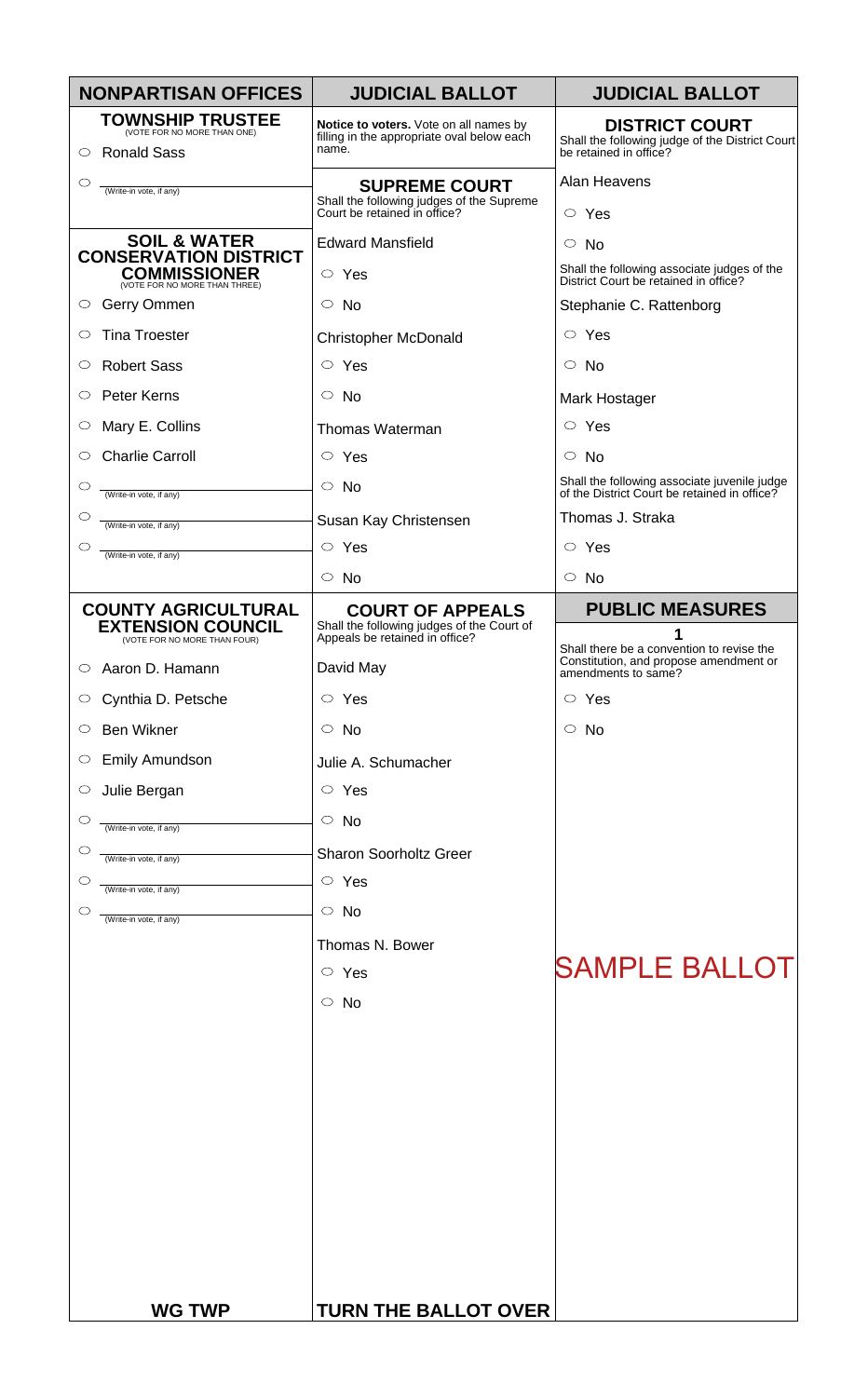## NONPARTISAN OFFICES

### TOWNSHIP TRUSTEE
(VOTE FOR NO MORE THAN ONE)

- ○ Ronald Sass
- ○ ________ (Write-in vote, if any)

### SOIL & WATER CONSERVATION DISTRICT COMMISSIONER
(VOTE FOR NO MORE THAN THREE)

- ○ Gerry Ommen
- ○ Tina Troester
- ○ Robert Sass
- ○ Peter Kerns
- ○ Mary E. Collins
- ○ Charlie Carroll
- ○ ________ (Write-in vote, if any)
- ○ ________ (Write-in vote, if any)
- ○ ________ (Write-in vote, if any)

### COUNTY AGRICULTURAL EXTENSION COUNCIL
(VOTE FOR NO MORE THAN FOUR)

- ○ Aaron D. Hamann
- ○ Cynthia D. Petsche
- ○ Ben Wikner
- ○ Emily Amundson
- ○ Julie Bergan
- ○ ________ (Write-in vote, if any)
- ○ ________ (Write-in vote, if any)
- ○ ________ (Write-in vote, if any)
- ○ ________ (Write-in vote, if any)

**WG TWP**

## JUDICIAL BALLOT

**Notice to voters.** Vote on all names by filling in the appropriate oval below each name.

### SUPREME COURT
Shall the following judges of the Supreme Court be retained in office?

Edward Mansfield
- ○ Yes
- ○ No

Christopher McDonald
- ○ Yes
- ○ No

Thomas Waterman
- ○ Yes
- ○ No

Susan Kay Christensen
- ○ Yes
- ○ No

### COURT OF APPEALS
Shall the following judges of the Court of Appeals be retained in office?

David May
- ○ Yes
- ○ No

Julie A. Schumacher
- ○ Yes
- ○ No

Sharon Soorholtz Greer
- ○ Yes
- ○ No

Thomas N. Bower
- ○ Yes
- ○ No

**TURN THE BALLOT OVER**

## JUDICIAL BALLOT

### DISTRICT COURT
Shall the following judge of the District Court be retained in office?

Alan Heavens
- ○ Yes
- ○ No

Shall the following associate judges of the District Court be retained in office?

Stephanie C. Rattenborg
- ○ Yes
- ○ No

Mark Hostager
- ○ Yes
- ○ No

Shall the following associate juvenile judge of the District Court be retained in office?

Thomas J. Straka
- ○ Yes
- ○ No

## PUBLIC MEASURES

**1**

Shall there be a convention to revise the Constitution, and propose amendment or amendments to same?

- ○ Yes
- ○ No

SAMPLE BALLOT